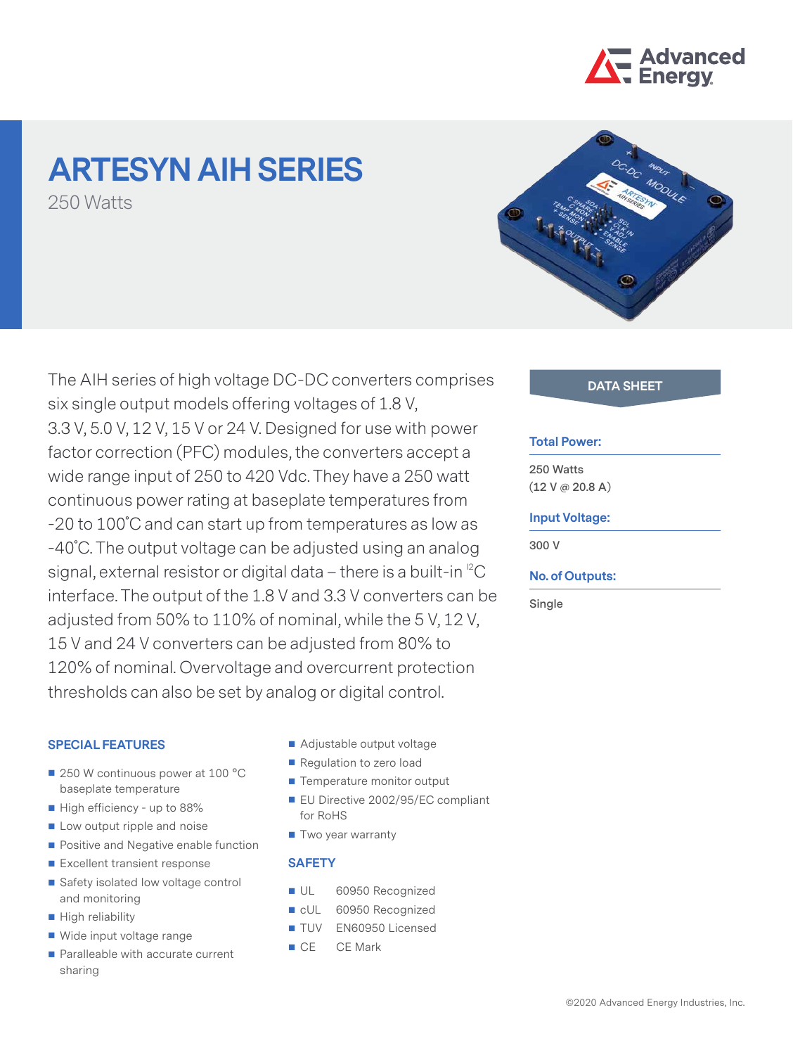# ARTESYN AIH SERIES

250 Watts

The AIH series of high voltage DC-DC converters comprises six single output models offering voltages of 1.8 V, 3.3 V, 5.0 V, 12 V, 15 V or 24 V. Designed for use with power factor correction (PFC) modules, the converters accept a wide range input of 250 to 420 Vdc. They have a 250 watt continuous power rating at baseplate temperatures from -20 to 100˚C and can start up from temperatures as low as -40˚C. The output voltage can be adjusted using an analog signal, external resistor or digital data – there is a built-in I²C interface. The output of the 1.8 V and 3.3 V converters can be adjusted from 50% to 110% of nominal, while the 5 V, 12 V, 15 V and 24 V converters can be adjusted from 80% to 120% of nominal. Overvoltage and overcurrent protection thresholds can also be set by analog or digital control.

**DATA SHEET**

**Total Power:**

250 Watts
(12 V @ 20.8 A)

**Input Voltage:**

300 V

**No. of Outputs:**

Single

## SPECIAL FEATURES

- 250 W continuous power at 100 °C baseplate temperature
- High efficiency - up to 88%
- Low output ripple and noise
- Positive and Negative enable function
- Excellent transient response
- Safety isolated low voltage control and monitoring
- High reliability
- Wide input voltage range
- Paralleable with accurate current sharing
- Adjustable output voltage
- Regulation to zero load
- Temperature monitor output
- EU Directive 2002/95/EC compliant for RoHS
- Two year warranty

## SAFETY

- UL 60950 Recognized
- cUL 60950 Recognized
- TUV EN60950 Licensed
- CE CE Mark

©2020 Advanced Energy Industries, Inc.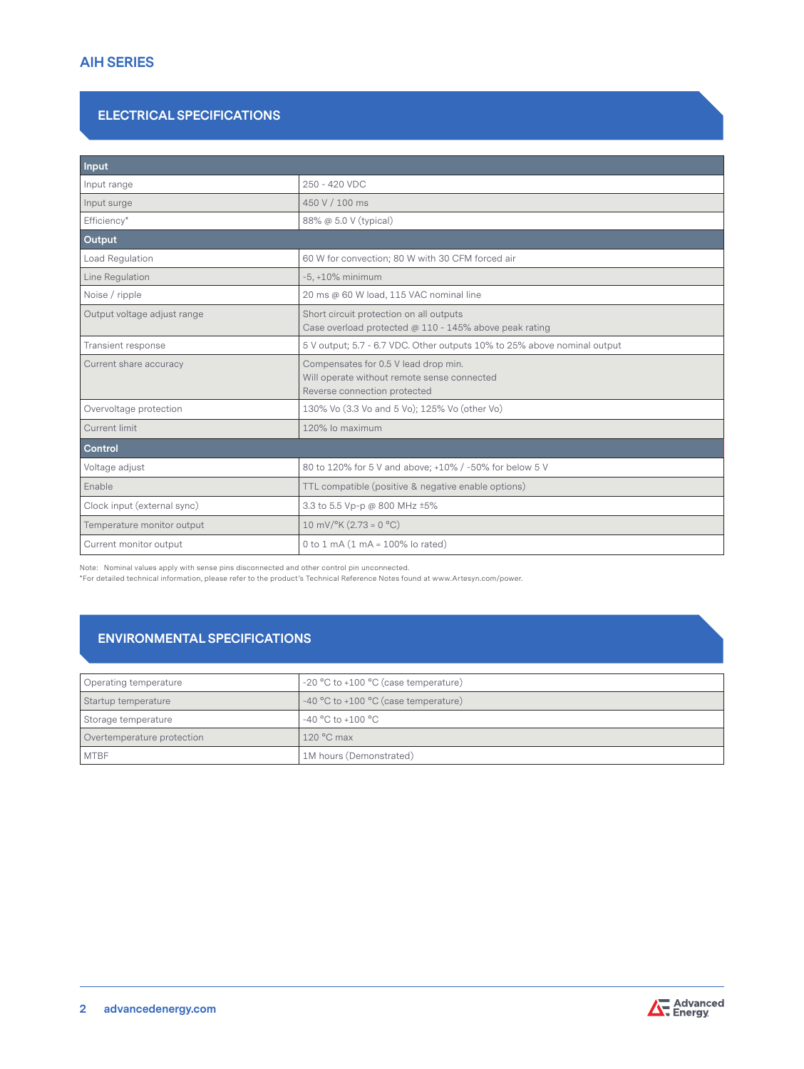## AIH SERIES

## ELECTRICAL SPECIFICATIONS

| **Input** | |
|---|---|
| Input range | 250 - 420 VDC |
| Input surge | 450 V / 100 ms |
| Efficiency* | 88% @ 5.0 V (typical) |
| **Output** | |
| Load Regulation | 60 W for convection; 80 W with 30 CFM forced air |
| Line Regulation | -5, +10% minimum |
| Noise / ripple | 20 ms @ 60 W load, 115 VAC nominal line |
| Output voltage adjust range | Short circuit protection on all outputs<br>Case overload protected @ 110 - 145% above peak rating |
| Transient response | 5 V output; 5.7 - 6.7 VDC. Other outputs 10% to 25% above nominal output |
| Current share accuracy | Compensates for 0.5 V lead drop min.<br>Will operate without remote sense connected<br>Reverse connection protected |
| Overvoltage protection | 130% Vo (3.3 Vo and 5 Vo); 125% Vo (other Vo) |
| Current limit | 120% Io maximum |
| **Control** | |
| Voltage adjust | 80 to 120% for 5 V and above; +10% / -50% for below 5 V |
| Enable | TTL compatible (positive & negative enable options) |
| Clock input (external sync) | 3.3 to 5.5 Vp-p @ 800 MHz ±5% |
| Temperature monitor output | 10 mV/°K (2.73 = 0 °C) |
| Current monitor output | 0 to 1 mA (1 mA = 100% Io rated) |

Note: Nominal values apply with sense pins disconnected and other control pin unconnected.
*For detailed technical information, please refer to the product's Technical Reference Notes found at www.Artesyn.com/power.

## ENVIRONMENTAL SPECIFICATIONS

| | |
|---|---|
| Operating temperature | -20 °C to +100 °C (case temperature) |
| Startup temperature | -40 °C to +100 °C (case temperature) |
| Storage temperature | -40 °C to +100 °C |
| Overtemperature protection | 120 °C max |
| MTBF | 1M hours (Demonstrated) |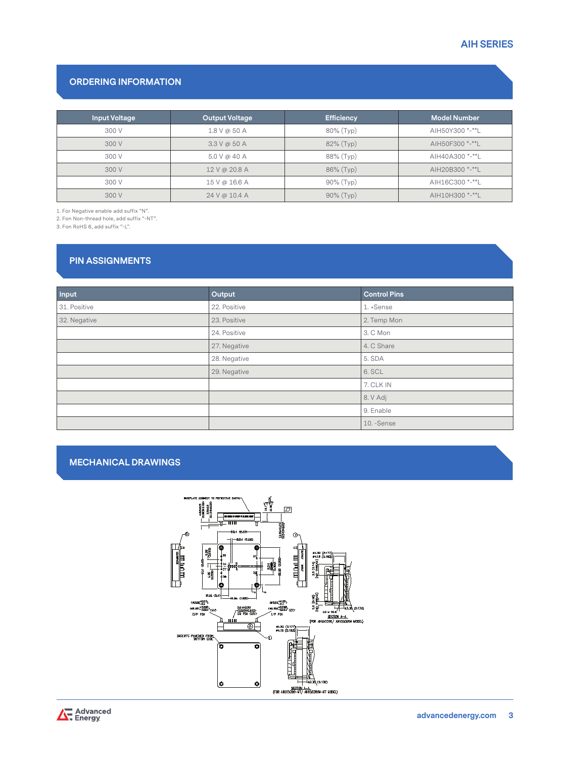## ORDERING INFORMATION

| Input Voltage | Output Voltage | Efficiency | Model Number |
|---|---|---|---|
| 300 V | 1.8 V @ 50 A | 80% (Typ) | AIH50Y300 *-**L |
| 300 V | 3.3 V @ 50 A | 82% (Typ) | AIH50F300 *-**L |
| 300 V | 5.0 V @ 40 A | 88% (Typ) | AIH40A300 *-**L |
| 300 V | 12 V @ 20.8 A | 86% (Typ) | AIH20B300 *-**L |
| 300 V | 15 V @ 16.6 A | 90% (Typ) | AIH16C300 *-**L |
| 300 V | 24 V @ 10.4 A | 90% (Typ) | AIH10H300 *-**L |

1. For Negative enable add suffix "N".
2. For Non-thread hole, add suffix "-NT".
3. For RoHS 6, add suffix "-L".

## PIN ASSIGNMENTS

| Input | Output | Control Pins |
|---|---|---|
| 31. Positive | 22. Positive | 1. +Sense |
| 32. Negative | 23. Positive | 2. Temp Mon |
| | 24. Positive | 3. C Mon |
| | 27. Negative | 4. C Share |
| | 28. Negative | 5. SDA |
| | 29. Negative | 6. SCL |
| | | 7. CLK IN |
| | | 8. V Adj |
| | | 9. Enable |
| | | 10. -Sense |

## MECHANICAL DRAWINGS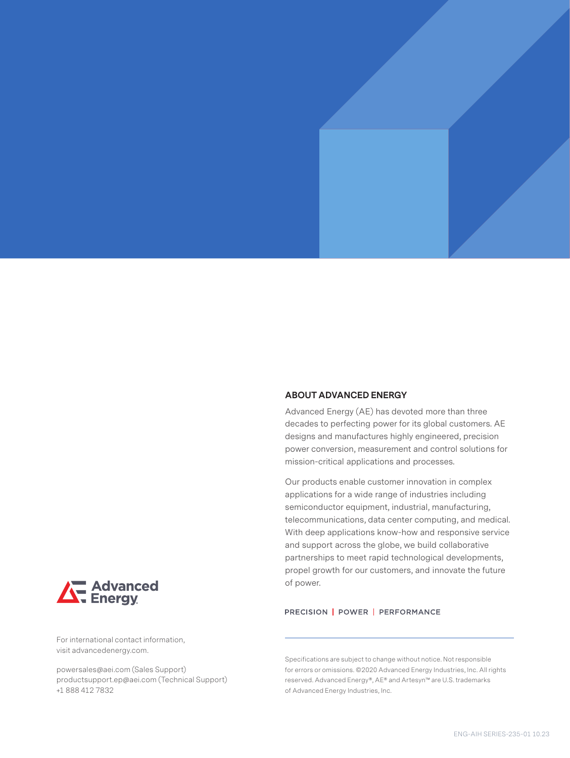## ABOUT ADVANCED ENERGY

Advanced Energy (AE) has devoted more than three decades to perfecting power for its global customers. AE designs and manufactures highly engineered, precision power conversion, measurement and control solutions for mission-critical applications and processes.

Our products enable customer innovation in complex applications for a wide range of industries including semiconductor equipment, industrial, manufacturing, telecommunications, data center computing, and medical. With deep applications know-how and responsive service and support across the globe, we build collaborative partnerships to meet rapid technological developments, propel growth for our customers, and innovate the future of power.

PRECISION | POWER | PERFORMANCE

Advanced Energy

For international contact information, visit advancedenergy.com.

powersales@aei.com (Sales Support)
productsupport.ep@aei.com (Technical Support)
+1 888 412 7832

Specifications are subject to change without notice. Not responsible for errors or omissions. ©2020 Advanced Energy Industries, Inc. All rights reserved. Advanced Energy®, AE® and Artesyn™ are U.S. trademarks of Advanced Energy Industries, Inc.

ENG-AIH SERIES-235-01 10.23